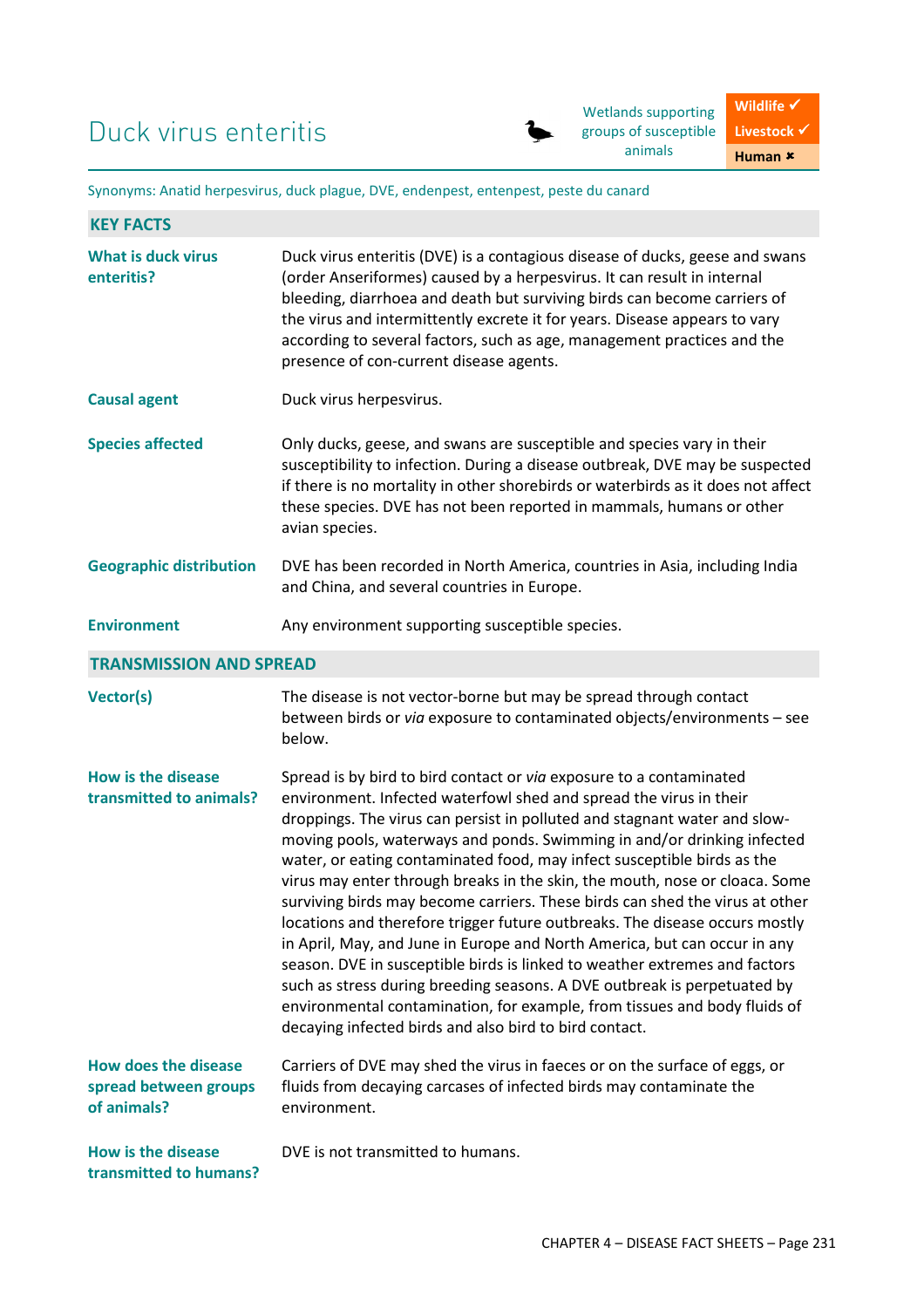# Duck virus enteritis

Wetlands supporting groups of susceptible animals

| Wildlife ✓ |
|---|
| Livestock ✓ |
| Human ✖ |

Synonyms: Anatid herpesvirus, duck plague, DVE, endenpest, entenpest, peste du canard

## KEY FACTS

**What is duck virus enteritis?**

Duck virus enteritis (DVE) is a contagious disease of ducks, geese and swans (order Anseriformes) caused by a herpesvirus. It can result in internal bleeding, diarrhoea and death but surviving birds can become carriers of the virus and intermittently excrete it for years. Disease appears to vary according to several factors, such as age, management practices and the presence of con-current disease agents.

**Causal agent**

Duck virus herpesvirus.

**Species affected**

Only ducks, geese, and swans are susceptible and species vary in their susceptibility to infection. During a disease outbreak, DVE may be suspected if there is no mortality in other shorebirds or waterbirds as it does not affect these species. DVE has not been reported in mammals, humans or other avian species.

**Geographic distribution**

DVE has been recorded in North America, countries in Asia, including India and China, and several countries in Europe.

**Environment**

Any environment supporting susceptible species.

## TRANSMISSION AND SPREAD

**Vector(s)**

The disease is not vector-borne but may be spread through contact between birds or *via* exposure to contaminated objects/environments – see below.

**How is the disease transmitted to animals?**

Spread is by bird to bird contact or *via* exposure to a contaminated environment. Infected waterfowl shed and spread the virus in their droppings. The virus can persist in polluted and stagnant water and slow-moving pools, waterways and ponds. Swimming in and/or drinking infected water, or eating contaminated food, may infect susceptible birds as the virus may enter through breaks in the skin, the mouth, nose or cloaca. Some surviving birds may become carriers. These birds can shed the virus at other locations and therefore trigger future outbreaks. The disease occurs mostly in April, May, and June in Europe and North America, but can occur in any season. DVE in susceptible birds is linked to weather extremes and factors such as stress during breeding seasons. A DVE outbreak is perpetuated by environmental contamination, for example, from tissues and body fluids of decaying infected birds and also bird to bird contact.

**How does the disease spread between groups of animals?**

Carriers of DVE may shed the virus in faeces or on the surface of eggs, or fluids from decaying carcases of infected birds may contaminate the environment.

**How is the disease transmitted to humans?**

DVE is not transmitted to humans.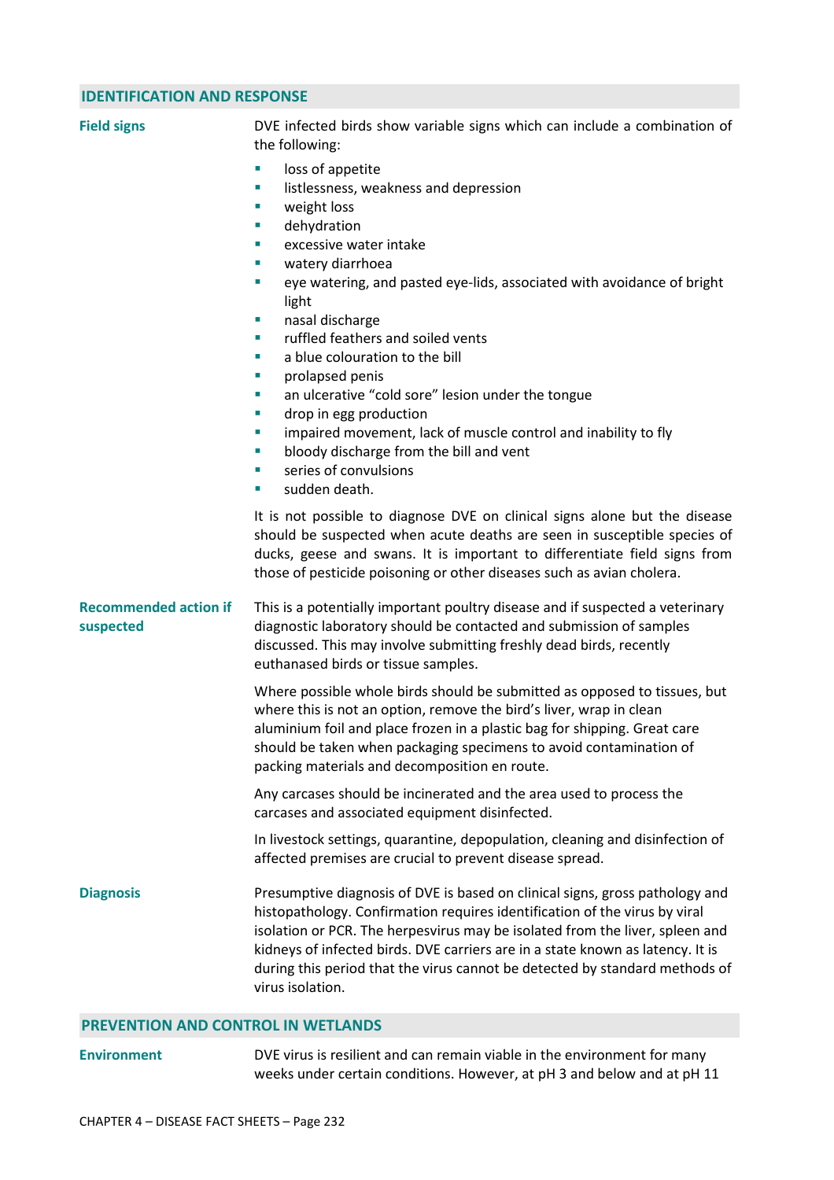## IDENTIFICATION AND RESPONSE

### Field signs

DVE infected birds show variable signs which can include a combination of the following:

- loss of appetite
- listlessness, weakness and depression
- weight loss
- dehydration
- excessive water intake
- watery diarrhoea
- eye watering, and pasted eye-lids, associated with avoidance of bright light
- nasal discharge
- ruffled feathers and soiled vents
- a blue colouration to the bill
- prolapsed penis
- an ulcerative "cold sore" lesion under the tongue
- drop in egg production
- impaired movement, lack of muscle control and inability to fly
- bloody discharge from the bill and vent
- series of convulsions
- sudden death.

It is not possible to diagnose DVE on clinical signs alone but the disease should be suspected when acute deaths are seen in susceptible species of ducks, geese and swans. It is important to differentiate field signs from those of pesticide poisoning or other diseases such as avian cholera.

### Recommended action if suspected

This is a potentially important poultry disease and if suspected a veterinary diagnostic laboratory should be contacted and submission of samples discussed. This may involve submitting freshly dead birds, recently euthanased birds or tissue samples.

Where possible whole birds should be submitted as opposed to tissues, but where this is not an option, remove the bird's liver, wrap in clean aluminium foil and place frozen in a plastic bag for shipping. Great care should be taken when packaging specimens to avoid contamination of packing materials and decomposition en route.

Any carcases should be incinerated and the area used to process the carcases and associated equipment disinfected.

In livestock settings, quarantine, depopulation, cleaning and disinfection of affected premises are crucial to prevent disease spread.

### Diagnosis

Presumptive diagnosis of DVE is based on clinical signs, gross pathology and histopathology. Confirmation requires identification of the virus by viral isolation or PCR. The herpesvirus may be isolated from the liver, spleen and kidneys of infected birds. DVE carriers are in a state known as latency. It is during this period that the virus cannot be detected by standard methods of virus isolation.

## PREVENTION AND CONTROL IN WETLANDS

### Environment

DVE virus is resilient and can remain viable in the environment for many weeks under certain conditions. However, at pH 3 and below and at pH 11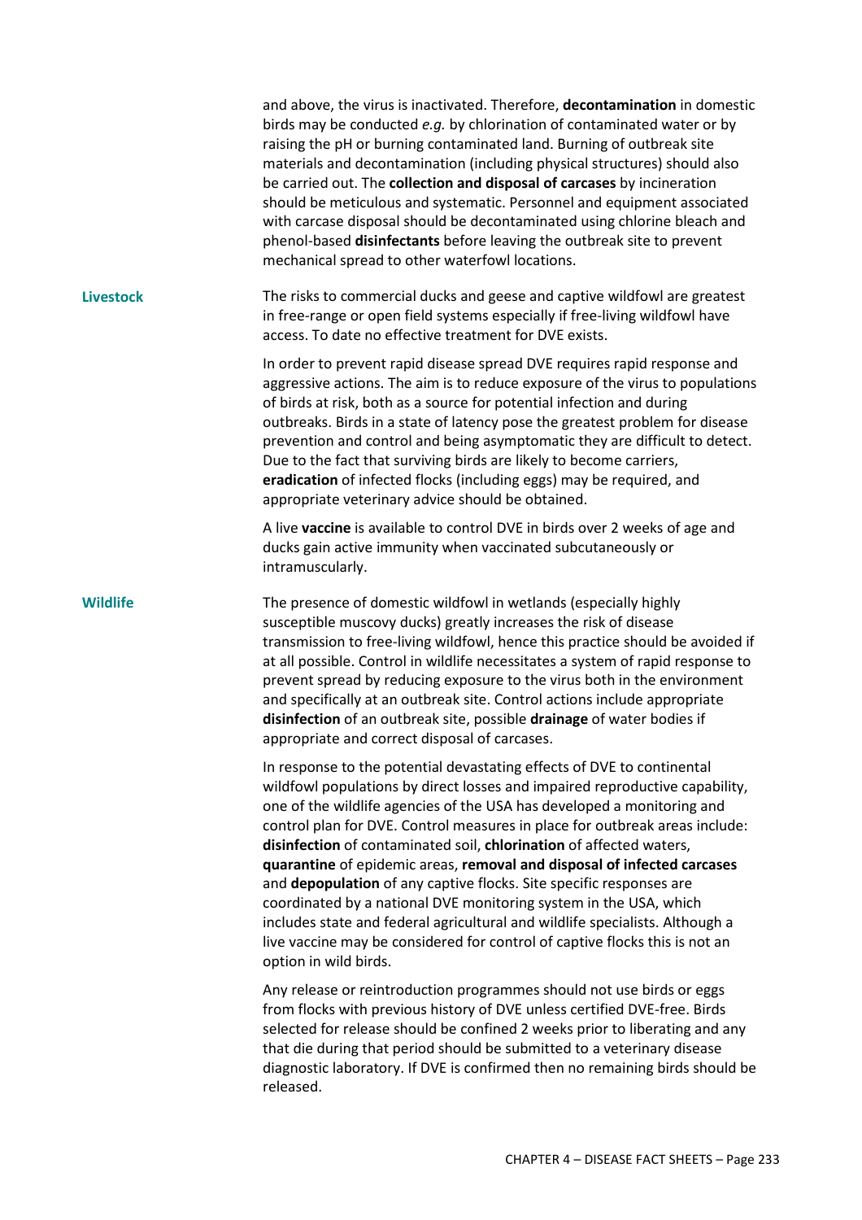and above, the virus is inactivated. Therefore, **decontamination** in domestic birds may be conducted *e.g.* by chlorination of contaminated water or by raising the pH or burning contaminated land. Burning of outbreak site materials and decontamination (including physical structures) should also be carried out. The **collection and disposal of carcases** by incineration should be meticulous and systematic. Personnel and equipment associated with carcase disposal should be decontaminated using chlorine bleach and phenol-based **disinfectants** before leaving the outbreak site to prevent mechanical spread to other waterfowl locations.

### Livestock

The risks to commercial ducks and geese and captive wildfowl are greatest in free-range or open field systems especially if free-living wildfowl have access. To date no effective treatment for DVE exists.

In order to prevent rapid disease spread DVE requires rapid response and aggressive actions. The aim is to reduce exposure of the virus to populations of birds at risk, both as a source for potential infection and during outbreaks. Birds in a state of latency pose the greatest problem for disease prevention and control and being asymptomatic they are difficult to detect. Due to the fact that surviving birds are likely to become carriers, **eradication** of infected flocks (including eggs) may be required, and appropriate veterinary advice should be obtained.

A live **vaccine** is available to control DVE in birds over 2 weeks of age and ducks gain active immunity when vaccinated subcutaneously or intramuscularly.

### Wildlife

The presence of domestic wildfowl in wetlands (especially highly susceptible muscovy ducks) greatly increases the risk of disease transmission to free-living wildfowl, hence this practice should be avoided if at all possible. Control in wildlife necessitates a system of rapid response to prevent spread by reducing exposure to the virus both in the environment and specifically at an outbreak site. Control actions include appropriate **disinfection** of an outbreak site, possible **drainage** of water bodies if appropriate and correct disposal of carcases.

In response to the potential devastating effects of DVE to continental wildfowl populations by direct losses and impaired reproductive capability, one of the wildlife agencies of the USA has developed a monitoring and control plan for DVE. Control measures in place for outbreak areas include: **disinfection** of contaminated soil, **chlorination** of affected waters, **quarantine** of epidemic areas, **removal and disposal of infected carcases** and **depopulation** of any captive flocks. Site specific responses are coordinated by a national DVE monitoring system in the USA, which includes state and federal agricultural and wildlife specialists. Although a live vaccine may be considered for control of captive flocks this is not an option in wild birds.

Any release or reintroduction programmes should not use birds or eggs from flocks with previous history of DVE unless certified DVE-free. Birds selected for release should be confined 2 weeks prior to liberating and any that die during that period should be submitted to a veterinary disease diagnostic laboratory. If DVE is confirmed then no remaining birds should be released.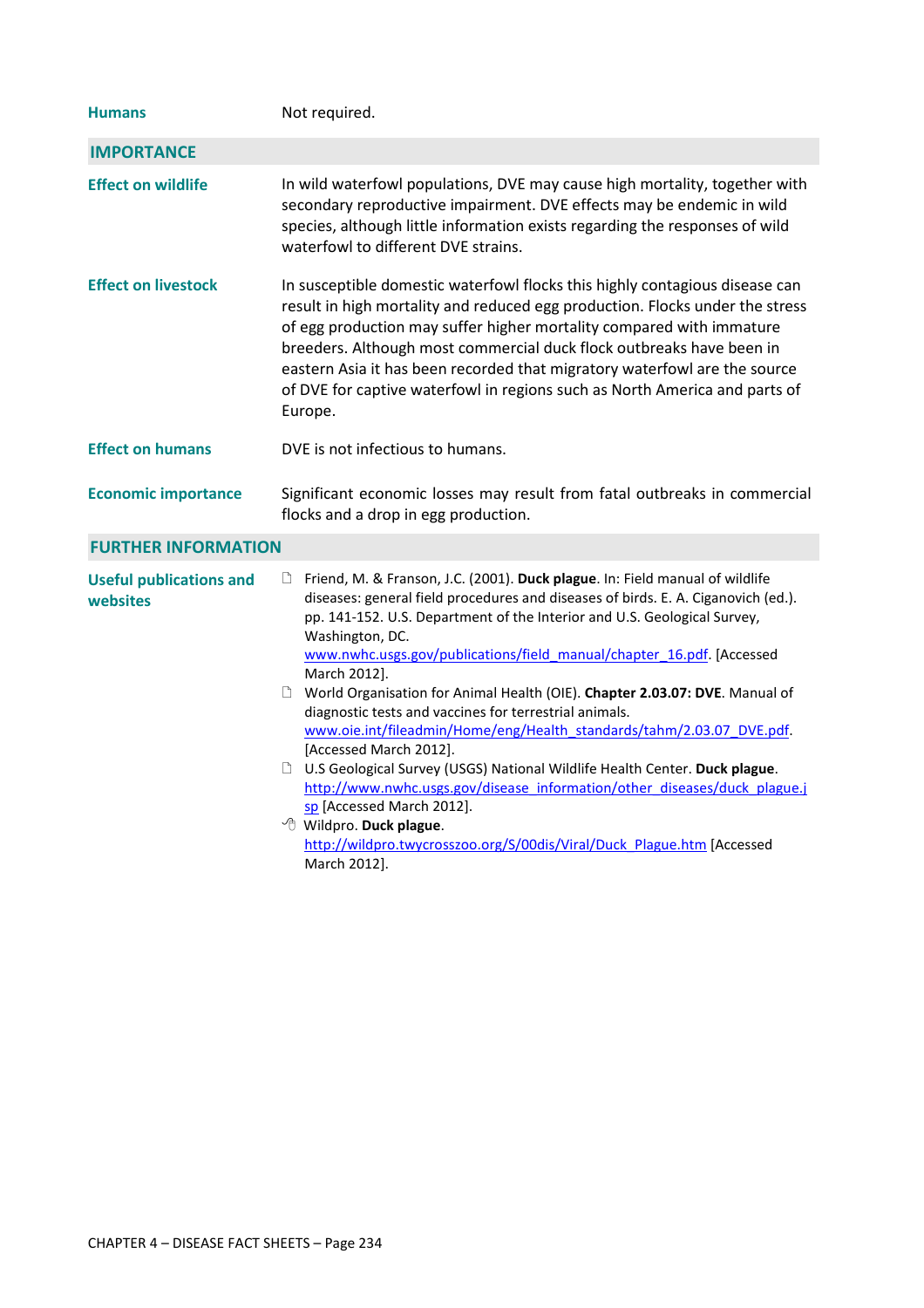**Humans** Not required.

## IMPORTANCE

**Effect on wildlife**

In wild waterfowl populations, DVE may cause high mortality, together with secondary reproductive impairment. DVE effects may be endemic in wild species, although little information exists regarding the responses of wild waterfowl to different DVE strains.

**Effect on livestock**

In susceptible domestic waterfowl flocks this highly contagious disease can result in high mortality and reduced egg production. Flocks under the stress of egg production may suffer higher mortality compared with immature breeders. Although most commercial duck flock outbreaks have been in eastern Asia it has been recorded that migratory waterfowl are the source of DVE for captive waterfowl in regions such as North America and parts of Europe.

**Effect on humans**

DVE is not infectious to humans.

**Economic importance**

Significant economic losses may result from fatal outbreaks in commercial flocks and a drop in egg production.

## FURTHER INFORMATION

**Useful publications and websites**

- Friend, M. & Franson, J.C. (2001). **Duck plague**. In: Field manual of wildlife diseases: general field procedures and diseases of birds. E. A. Ciganovich (ed.). pp. 141-152. U.S. Department of the Interior and U.S. Geological Survey, Washington, DC. www.nwhc.usgs.gov/publications/field_manual/chapter_16.pdf. [Accessed March 2012].
- World Organisation for Animal Health (OIE). **Chapter 2.03.07: DVE**. Manual of diagnostic tests and vaccines for terrestrial animals. www.oie.int/fileadmin/Home/eng/Health_standards/tahm/2.03.07_DVE.pdf. [Accessed March 2012].
- U.S Geological Survey (USGS) National Wildlife Health Center. **Duck plague**. http://www.nwhc.usgs.gov/disease_information/other_diseases/duck_plague.jsp [Accessed March 2012].
- Wildpro. **Duck plague**. http://wildpro.twycrosszoo.org/S/00dis/Viral/Duck_Plague.htm [Accessed March 2012].